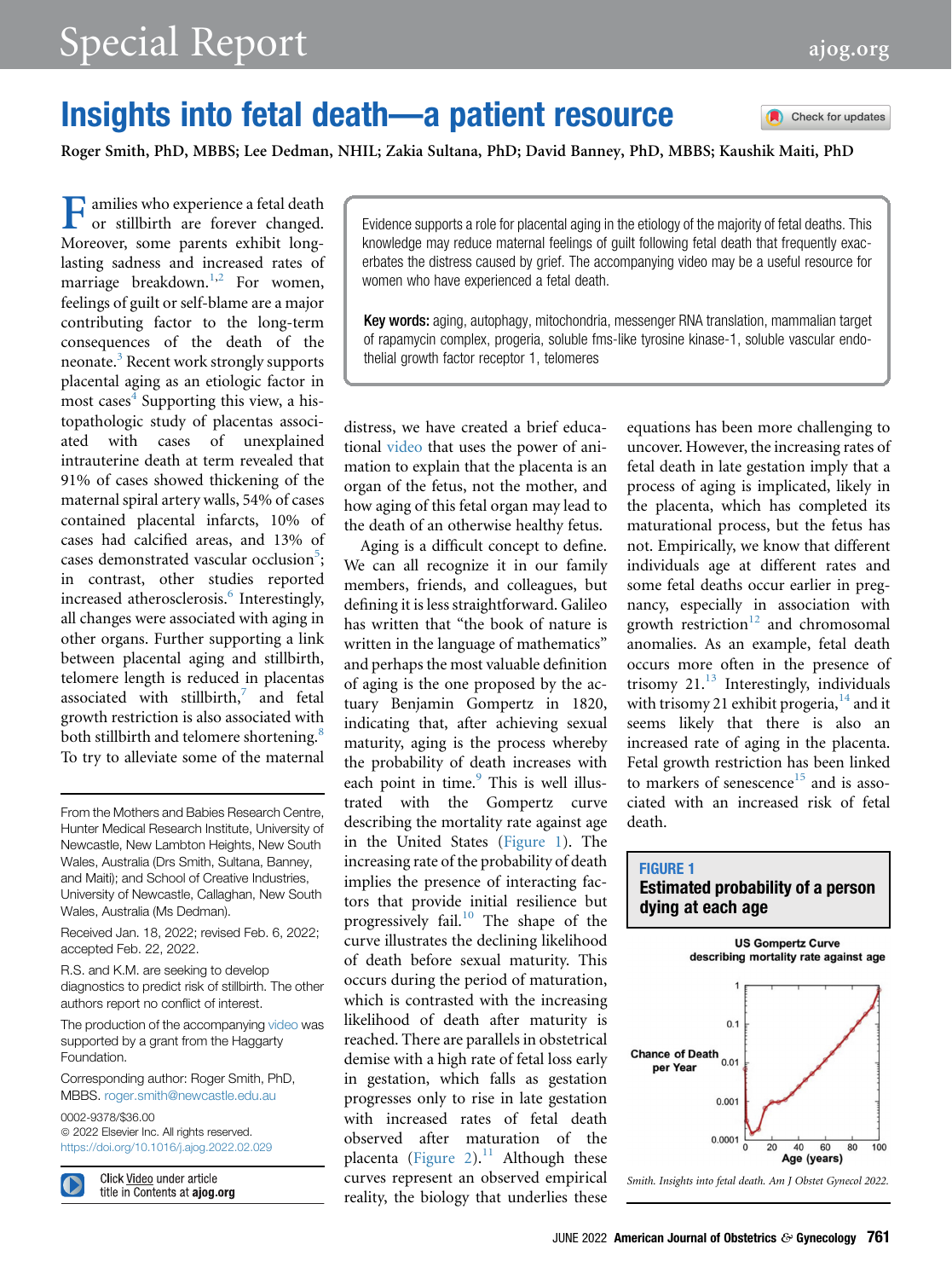# Insights into fetal death—a patient resource

**Roger Smith, PhD, MBBS; Lee Dedman, NHIL; Zakia Sultana, PhD; David Banney, PhD, MBBS; Kaushik Maiti, PhD**

Evidence supports a role for placental aging in the etiology of the majority of fetal deaths. This knowledge may reduce maternal feelings of guilt following fetal death that frequently exacerbates the distress caused by grief. The accompanying video may be a useful resource for women who have experienced a fetal death.

**Key words:** aging, autophagy, mitochondria, messenger RNA translation, mammalian target of rapamycin complex, progeria, soluble fms-like tyrosine kinase-1, soluble vascular endothelial growth factor receptor 1, telomeres

Families who experience a fetal death or stillbirth are forever changed. Moreover, some parents exhibit long-lasting sadness and increased rates of marriage breakdown.[1,2] For women, feelings of guilt or self-blame are a major contributing factor to the long-term consequences of the death of the neonate.[3] Recent work strongly supports placental aging as an etiologic factor in most cases[4] Supporting this view, a histopathologic study of placentas associated with cases of unexplained intrauterine death at term revealed that 91% of cases showed thickening of the maternal spiral artery walls, 54% of cases contained placental infarcts, 10% of cases had calcified areas, and 13% of cases demonstrated vascular occlusion[5]; in contrast, other studies reported increased atherosclerosis.[6] Interestingly, all changes were associated with aging in other organs. Further supporting a link between placental aging and stillbirth, telomere length is reduced in placentas associated with stillbirth,[7] and fetal growth restriction is also associated with both stillbirth and telomere shortening.[8] To try to alleviate some of the maternal distress, we have created a brief educational video that uses the power of animation to explain that the placenta is an organ of the fetus, not the mother, and how aging of this fetal organ may lead to the death of an otherwise healthy fetus.

Aging is a difficult concept to define. We can all recognize it in our family members, friends, and colleagues, but defining it is less straightforward. Galileo has written that "the book of nature is written in the language of mathematics" and perhaps the most valuable definition of aging is the one proposed by the actuary Benjamin Gompertz in 1820, indicating that, after achieving sexual maturity, aging is the process whereby the probability of death increases with each point in time.[9] This is well illustrated with the Gompertz curve describing the mortality rate against age in the United States (Figure 1). The increasing rate of the probability of death implies the presence of interacting factors that provide initial resilience but progressively fail.[10] The shape of the curve illustrates the declining likelihood of death before sexual maturity. This occurs during the period of maturation, which is contrasted with the increasing likelihood of death after maturity is reached. There are parallels in obstetrical demise with a high rate of fetal loss early in gestation, which falls as gestation progresses only to rise in late gestation with increased rates of fetal death observed after maturation of the placenta (Figure 2).[11] Although these curves represent an observed empirical reality, the biology that underlies these equations has been more challenging to uncover. However, the increasing rates of fetal death in late gestation imply that a process of aging is implicated, likely in the placenta, which has completed its maturational process, but the fetus has not. Empirically, we know that different individuals age at different rates and some fetal deaths occur earlier in pregnancy, especially in association with growth restriction[12] and chromosomal anomalies. As an example, fetal death occurs more often in the presence of trisomy 21.[13] Interestingly, individuals with trisomy 21 exhibit progeria,[14] and it seems likely that there is also an increased rate of aging in the placenta. Fetal growth restriction has been linked to markers of senescence[15] and is associated with an increased risk of fetal death.

**FIGURE 1**
**Estimated probability of a person dying at each age**

US Gompertz Curve describing mortality rate against age

*Smith. Insights into fetal death. Am J Obstet Gynecol 2022.*

From the Mothers and Babies Research Centre, Hunter Medical Research Institute, University of Newcastle, New Lambton Heights, New South Wales, Australia (Drs Smith, Sultana, Banney, and Maiti); and School of Creative Industries, University of Newcastle, Callaghan, New South Wales, Australia (Ms Dedman).

Received Jan. 18, 2022; revised Feb. 6, 2022; accepted Feb. 22, 2022.

R.S. and K.M. are seeking to develop diagnostics to predict risk of stillbirth. The other authors report no conflict of interest.

The production of the accompanying video was supported by a grant from the Haggarty Foundation.

Corresponding author: Roger Smith, PhD, MBBS. roger.smith@newcastle.edu.au

0002-9378/$36.00
© 2022 Elsevier Inc. All rights reserved.
https://doi.org/10.1016/j.ajog.2022.02.029

Click Video under article title in Contents at ajog.org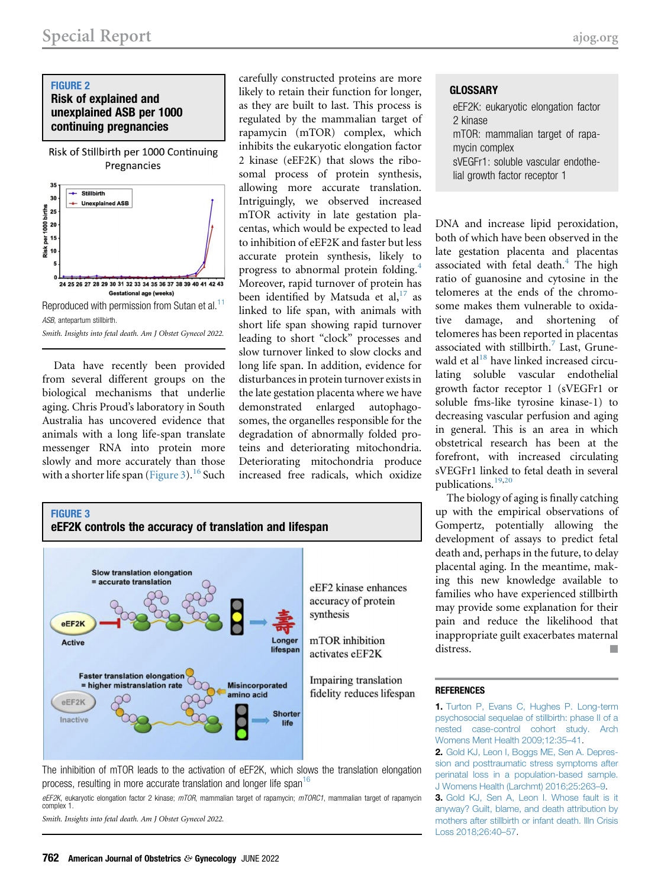**FIGURE 2**
**Risk of explained and unexplained ASB per 1000 continuing pregnancies**

Reproduced with permission from Sutan et al.[11]

*ASB*, antepartum stillbirth.

*Smith. Insights into fetal death. Am J Obstet Gynecol 2022.*

Data have recently been provided from several different groups on the biological mechanisms that underlie aging. Chris Proud's laboratory in South Australia has uncovered evidence that animals with a long life-span translate messenger RNA into protein more slowly and more accurately than those with a shorter life span (Figure 3).[16] Such carefully constructed proteins are more likely to retain their function for longer, as they are built to last. This process is regulated by the mammalian target of rapamycin (mTOR) complex, which inhibits the eukaryotic elongation factor 2 kinase (eEF2K) that slows the ribosomal process of protein synthesis, allowing more accurate translation. Intriguingly, we observed increased mTOR activity in late gestation placentas, which would be expected to lead to inhibition of eEF2K and faster but less accurate protein synthesis, likely to progress to abnormal protein folding.[4] Moreover, rapid turnover of protein has been identified by Matsuda et al,[17] as linked to life span, with animals with short life span showing rapid turnover leading to short "clock" processes and slow turnover linked to slow clocks and long life span. In addition, evidence for disturbances in protein turnover exists in the late gestation placenta where we have demonstrated enlarged autophagosomes, the organelles responsible for the degradation of abnormally folded proteins and deteriorating mitochondria. Deteriorating mitochondria produce increased free radicals, which oxidize DNA and increase lipid peroxidation, both of which have been observed in the late gestation placenta and placentas associated with fetal death.[4] The high ratio of guanosine and cytosine in the telomeres at the ends of the chromosome makes them vulnerable to oxidative damage, and shortening of telomeres has been reported in placentas associated with stillbirth.[7] Last, Grunewald et al[18] have linked increased circulating soluble vascular endothelial growth factor receptor 1 (sVEGFr1 or soluble fms-like tyrosine kinase-1) to decreasing vascular perfusion and aging in general. This is an area in which obstetrical research has been at the forefront, with increased circulating sVEGFr1 linked to fetal death in several publications.[19,20]

The biology of aging is finally catching up with the empirical observations of Gompertz, potentially allowing the development of assays to predict fetal death and, perhaps in the future, to delay placental aging. In the meantime, making this new knowledge available to families who have experienced stillbirth may provide some explanation for their pain and reduce the likelihood that inappropriate guilt exacerbates maternal distress.

**GLOSSARY**

eEF2K: eukaryotic elongation factor 2 kinase
mTOR: mammalian target of rapamycin complex
sVEGFr1: soluble vascular endothelial growth factor receptor 1

**FIGURE 3**
**eEF2K controls the accuracy of translation and lifespan**

eEF2 kinase enhances accuracy of protein synthesis

mTOR inhibition activates eEF2K

Impairing translation fidelity reduces lifespan

The inhibition of mTOR leads to the activation of eEF2K, which slows the translation elongation process, resulting in more accurate translation and longer life span[16]

*eEF2K*, eukaryotic elongation factor 2 kinase; *mTOR*, mammalian target of rapamycin; *mTORC1*, mammalian target of rapamycin complex 1.

*Smith. Insights into fetal death. Am J Obstet Gynecol 2022.*

## REFERENCES

1. Turton P, Evans C, Hughes P. Long-term psychosocial sequelae of stillbirth: phase II of a nested case-control cohort study. Arch Womens Ment Health 2009;12:35–41.
2. Gold KJ, Leon I, Boggs ME, Sen A. Depression and posttraumatic stress symptoms after perinatal loss in a population-based sample. J Womens Health (Larchmt) 2016;25:263–9.
3. Gold KJ, Sen A, Leon I. Whose fault is it anyway? Guilt, blame, and death attribution by mothers after stillbirth or infant death. Illn Crisis Loss 2018;26:40–57.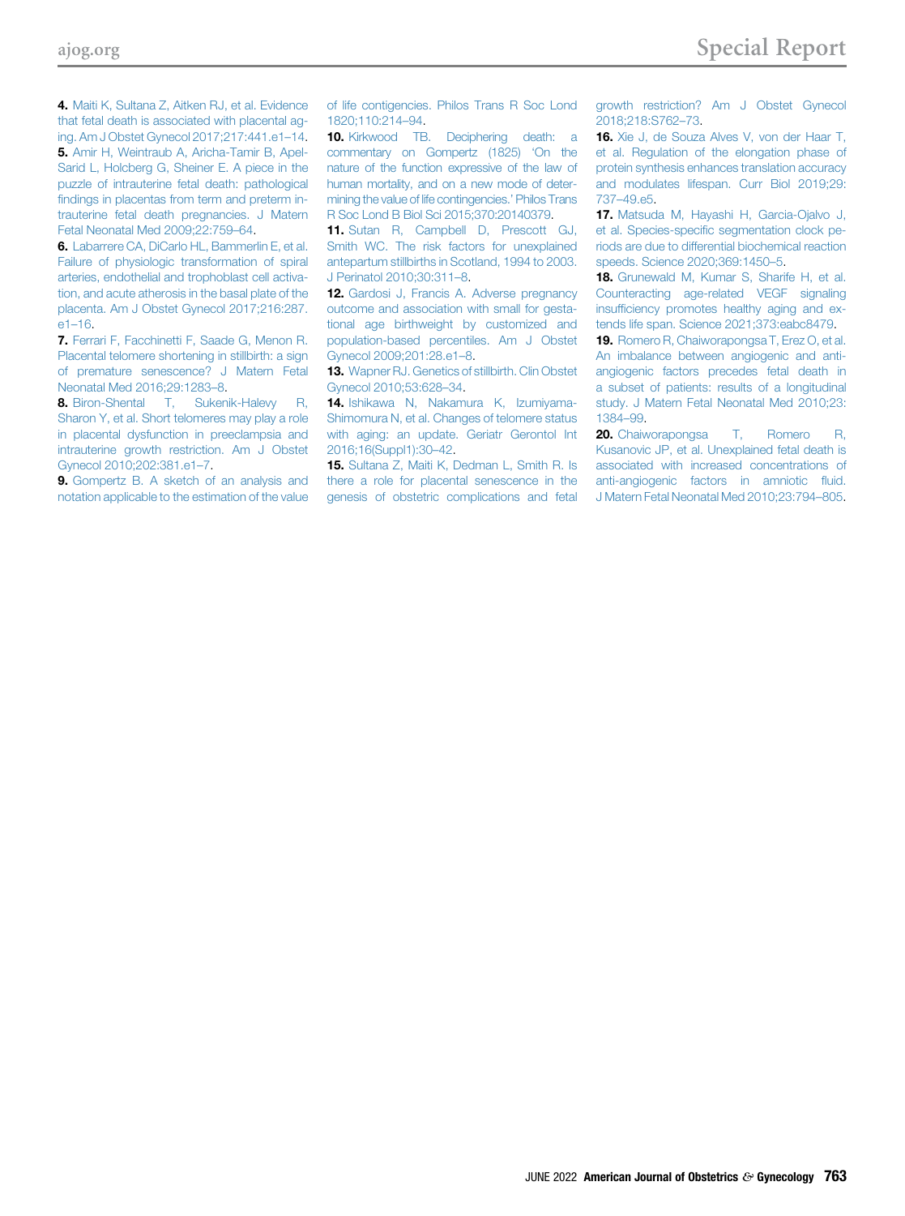4. Maiti K, Sultana Z, Aitken RJ, et al. Evidence that fetal death is associated with placental aging. Am J Obstet Gynecol 2017;217:441.e1–14.

5. Amir H, Weintraub A, Aricha-Tamir B, Apel-Sarid L, Holcberg G, Sheiner E. A piece in the puzzle of intrauterine fetal death: pathological findings in placentas from term and preterm intrauterine fetal death pregnancies. J Matern Fetal Neonatal Med 2009;22:759–64.

6. Labarrere CA, DiCarlo HL, Bammerlin E, et al. Failure of physiologic transformation of spiral arteries, endothelial and trophoblast cell activation, and acute atherosis in the basal plate of the placenta. Am J Obstet Gynecol 2017;216:287.e1–16.

7. Ferrari F, Facchinetti F, Saade G, Menon R. Placental telomere shortening in stillbirth: a sign of premature senescence? J Matern Fetal Neonatal Med 2016;29:1283–8.

8. Biron-Shental T, Sukenik-Halevy R, Sharon Y, et al. Short telomeres may play a role in placental dysfunction in preeclampsia and intrauterine growth restriction. Am J Obstet Gynecol 2010;202:381.e1–7.

9. Gompertz B. A sketch of an analysis and notation applicable to the estimation of the value of life contigencies. Philos Trans R Soc Lond 1820;110:214–94.

10. Kirkwood TB. Deciphering death: a commentary on Gompertz (1825) 'On the nature of the function expressive of the law of human mortality, and on a new mode of determining the value of life contingencies.' Philos Trans R Soc Lond B Biol Sci 2015;370:20140379.

11. Sutan R, Campbell D, Prescott GJ, Smith WC. The risk factors for unexplained antepartum stillbirths in Scotland, 1994 to 2003. J Perinatol 2010;30:311–8.

12. Gardosi J, Francis A. Adverse pregnancy outcome and association with small for gestational age birthweight by customized and population-based percentiles. Am J Obstet Gynecol 2009;201:28.e1–8.

13. Wapner RJ. Genetics of stillbirth. Clin Obstet Gynecol 2010;53:628–34.

14. Ishikawa N, Nakamura K, Izumiyama-Shimomura N, et al. Changes of telomere status with aging: an update. Geriatr Gerontol Int 2016;16(Suppl1):30–42.

15. Sultana Z, Maiti K, Dedman L, Smith R. Is there a role for placental senescence in the genesis of obstetric complications and fetal growth restriction? Am J Obstet Gynecol 2018;218:S762–73.

16. Xie J, de Souza Alves V, von der Haar T, et al. Regulation of the elongation phase of protein synthesis enhances translation accuracy and modulates lifespan. Curr Biol 2019;29:737–49.e5.

17. Matsuda M, Hayashi H, Garcia-Ojalvo J, et al. Species-specific segmentation clock periods are due to differential biochemical reaction speeds. Science 2020;369:1450–5.

18. Grunewald M, Kumar S, Sharife H, et al. Counteracting age-related VEGF signaling insufficiency promotes healthy aging and extends life span. Science 2021;373:eabc8479.

19. Romero R, Chaiworapongsa T, Erez O, et al. An imbalance between angiogenic and anti-angiogenic factors precedes fetal death in a subset of patients: results of a longitudinal study. J Matern Fetal Neonatal Med 2010;23:1384–99.

20. Chaiworapongsa T, Romero R, Kusanovic JP, et al. Unexplained fetal death is associated with increased concentrations of anti-angiogenic factors in amniotic fluid. J Matern Fetal Neonatal Med 2010;23:794–805.